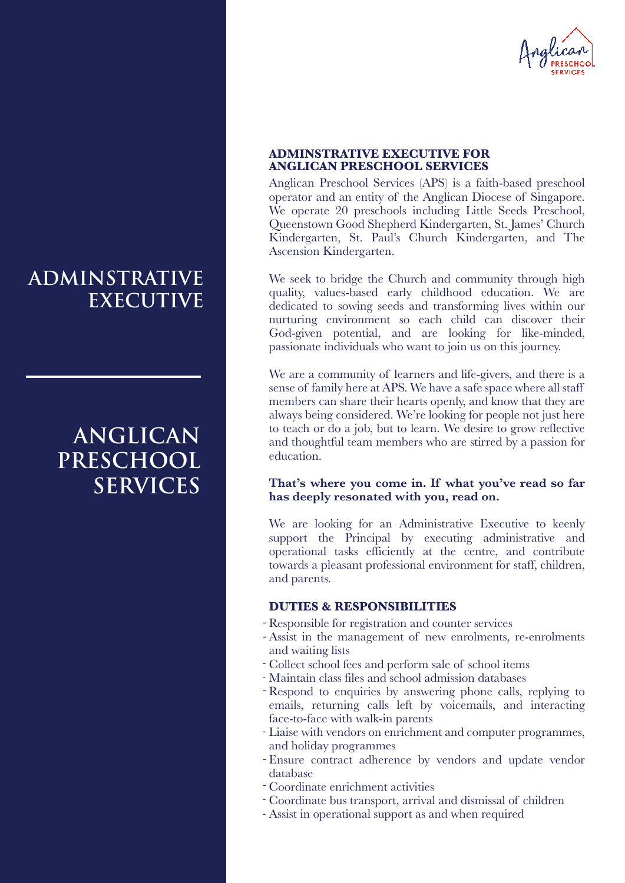# ADMINSTRATIVE EXECUTIVE

## ANGLICAN PRESCHOOL SERVICES

### ADMINSTRATIVE EXECUTIVE FOR ANGLICAN PRESCHOOL SERVICES

Anglican Preschool Services (APS) is a faith-based preschool operator and an entity of the Anglican Diocese of Singapore. We operate 20 preschools including Little Seeds Preschool, Queenstown Good Shepherd Kindergarten, St. James' Church Kindergarten, St. Paul's Church Kindergarten, and The Ascension Kindergarten.

We seek to bridge the Church and community through high quality, values-based early childhood education. We are dedicated to sowing seeds and transforming lives within our nurturing environment so each child can discover their God-given potential, and are looking for like-minded, passionate individuals who want to join us on this journey.

We are a community of learners and life-givers, and there is a sense of family here at APS. We have a safe space where all staff members can share their hearts openly, and know that they are always being considered. We're looking for people not just here to teach or do a job, but to learn. We desire to grow reflective and thoughtful team members who are stirred by a passion for education.

**That's where you come in. If what you've read so far has deeply resonated with you, read on.**

We are looking for an Administrative Executive to keenly support the Principal by executing administrative and operational tasks efficiently at the centre, and contribute towards a pleasant professional environment for staff, children, and parents.

### DUTIES & RESPONSIBILITIES

- Responsible for registration and counter services
- Assist in the management of new enrolments, re-enrolments and waiting lists
- Collect school fees and perform sale of school items
- Maintain class files and school admission databases
- Respond to enquiries by answering phone calls, replying to emails, returning calls left by voicemails, and interacting face-to-face with walk-in parents
- Liaise with vendors on enrichment and computer programmes, and holiday programmes
- Ensure contract adherence by vendors and update vendor database
- Coordinate enrichment activities
- Coordinate bus transport, arrival and dismissal of children
- Assist in operational support as and when required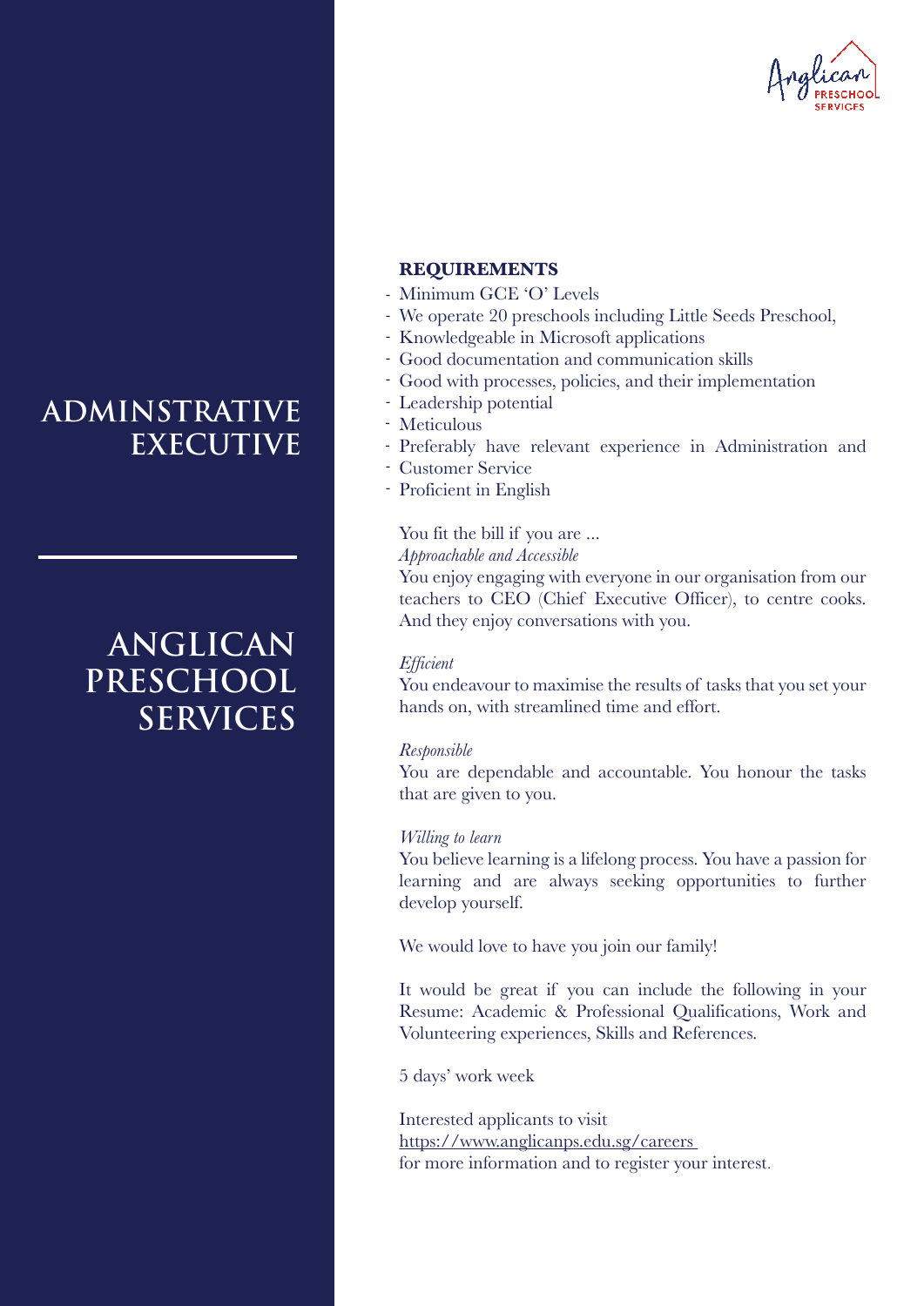# ADMINSTRATIVE EXECUTIVE

# ANGLICAN PRESCHOOL SERVICES

**REQUIREMENTS**

- Minimum GCE 'O' Levels
- We operate 20 preschools including Little Seeds Preschool,
- Knowledgeable in Microsoft applications
- Good documentation and communication skills
- Good with processes, policies, and their implementation
- Leadership potential
- Meticulous
- Preferably have relevant experience in Administration and
- Customer Service
- Proficient in English

You fit the bill if you are ...

*Approachable and Accessible*

You enjoy engaging with everyone in our organisation from our teachers to CEO (Chief Executive Officer), to centre cooks. And they enjoy conversations with you.

*Efficient*

You endeavour to maximise the results of tasks that you set your hands on, with streamlined time and effort.

*Responsible*

You are dependable and accountable. You honour the tasks that are given to you.

*Willing to learn*

You believe learning is a lifelong process. You have a passion for learning and are always seeking opportunities to further develop yourself.

We would love to have you join our family!

It would be great if you can include the following in your Resume: Academic & Professional Qualifications, Work and Volunteering experiences, Skills and References.

5 days' work week

Interested applicants to visit https://www.anglicanps.edu.sg/careers for more information and to register your interest.